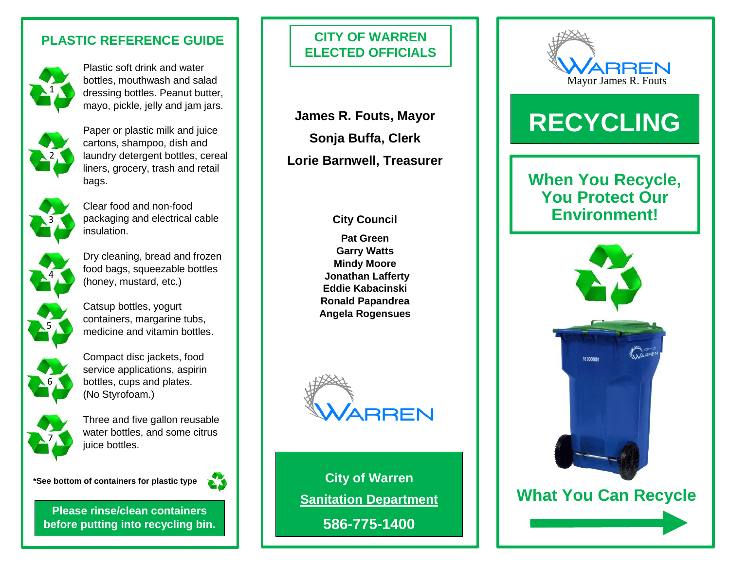## PLASTIC REFERENCE GUIDE

1 — Plastic soft drink and water bottles, mouthwash and salad dressing bottles. Peanut butter, mayo, pickle, jelly and jam jars.

2 — Paper or plastic milk and juice cartons, shampoo, dish and laundry detergent bottles, cereal liners, grocery, trash and retail bags.

3 — Clear food and non-food packaging and electrical cable insulation.

4 — Dry cleaning, bread and frozen food bags, squeezable bottles (honey, mustard, etc.)

5 — Catsup bottles, yogurt containers, margarine tubs, medicine and vitamin bottles.

6 — Compact disc jackets, food service applications, aspirin bottles, cups and plates. (No Styrofoam.)

7 — Three and five gallon reusable water bottles, and some citrus juice bottles.

***See bottom of containers for plastic type**

**Please rinse/clean containers before putting into recycling bin.**

## CITY OF WARREN ELECTED OFFICIALS

**James R. Fouts, Mayor**

**Sonja Buffa, Clerk**

**Lorie Barnwell, Treasurer**

**City Council**

**Pat Green**
**Garry Watts**
**Mindy Moore**
**Jonathan Lafferty**
**Eddie Kabacinski**
**Ronald Papandrea**
**Angela Rogensues**

WARREN

**City of Warren**

**Sanitation Department**

**586-775-1400**

WARREN
Mayor James R. Fouts

# RECYCLING

## When You Recycle, You Protect Our Environment!

## What You Can Recycle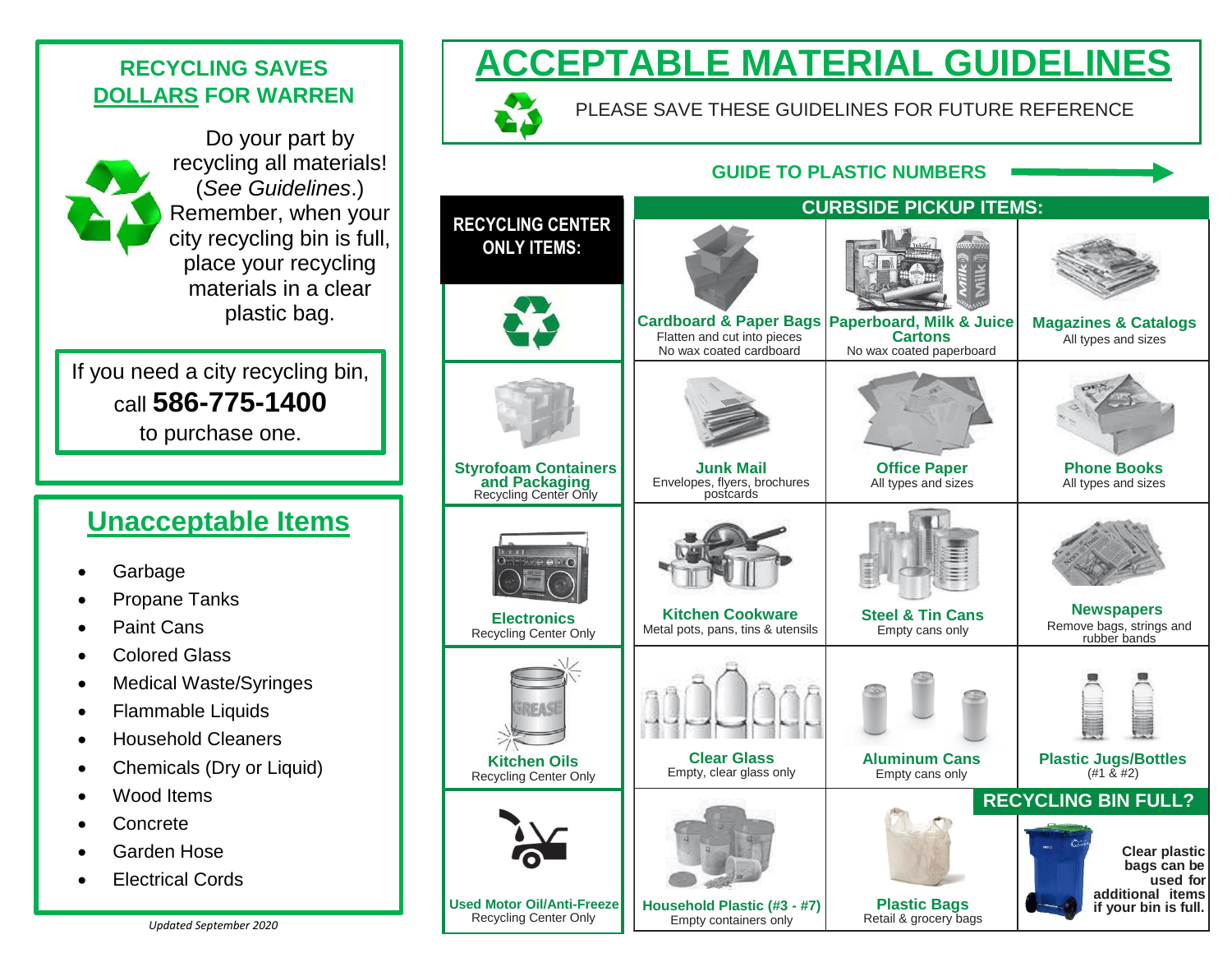## RECYCLING SAVES DOLLARS FOR WARREN

Do your part by recycling all materials! (*See Guidelines*.) Remember, when your city recycling bin is full, place your recycling materials in a clear plastic bag.

If you need a city recycling bin, call **586-775-1400** to purchase one.

## Unacceptable Items

- Garbage
- Propane Tanks
- Paint Cans
- Colored Glass
- Medical Waste/Syringes
- Flammable Liquids
- Household Cleaners
- Chemicals (Dry or Liquid)
- Wood Items
- Concrete
- Garden Hose
- Electrical Cords

*Updated September 2020*

# ACCEPTABLE MATERIAL GUIDELINES

PLEASE SAVE THESE GUIDELINES FOR FUTURE REFERENCE

**GUIDE TO PLASTIC NUMBERS**

## RECYCLING CENTER ONLY ITEMS:

- **Styrofoam Containers and Packaging** – Recycling Center Only
- **Electronics** – Recycling Center Only
- **Kitchen Oils** – Recycling Center Only
- **Used Motor Oil/Anti-Freeze** – Recycling Center Only

## CURBSIDE PICKUP ITEMS:

- **Cardboard & Paper Bags** – Flatten and cut into pieces. No wax coated cardboard
- **Paperboard, Milk & Juice Cartons** – No wax coated paperboard
- **Magazines & Catalogs** – All types and sizes
- **Junk Mail** – Envelopes, flyers, brochures postcards
- **Office Paper** – All types and sizes
- **Phone Books** – All types and sizes
- **Kitchen Cookware** – Metal pots, pans, tins & utensils
- **Steel & Tin Cans** – Empty cans only
- **Newspapers** – Remove bags, strings and rubber bands
- **Clear Glass** – Empty, clear glass only
- **Aluminum Cans** – Empty cans only
- **Plastic Jugs/Bottles** – (#1 & #2)
- **Household Plastic (#3 - #7)** – Empty containers only
- **Plastic Bags** – Retail & grocery bags

## RECYCLING BIN FULL?

**Clear plastic bags can be used for additional items if your bin is full.**